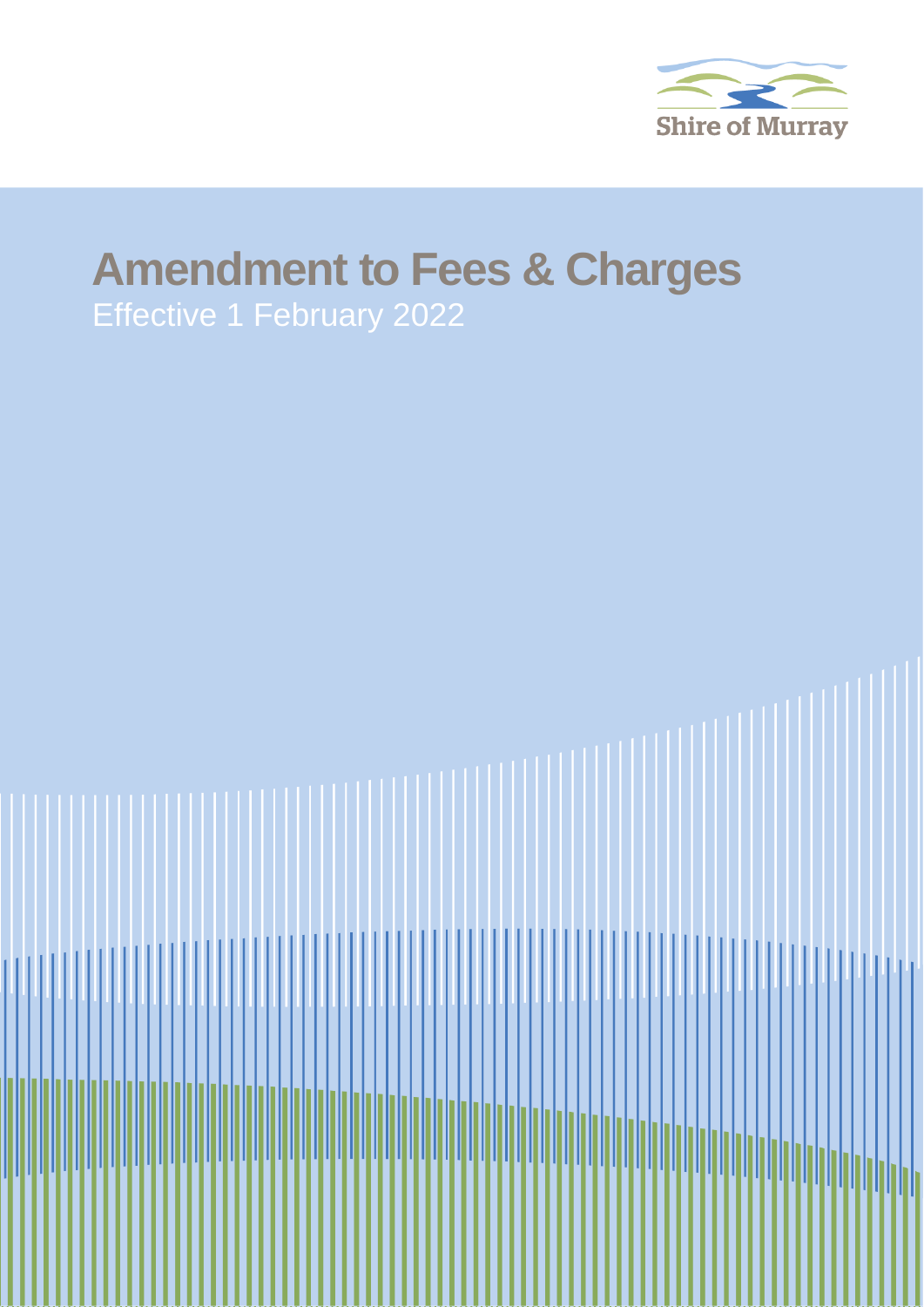Shire of Murray

# Amendment to Fees & Charges

Effective 1 February 2022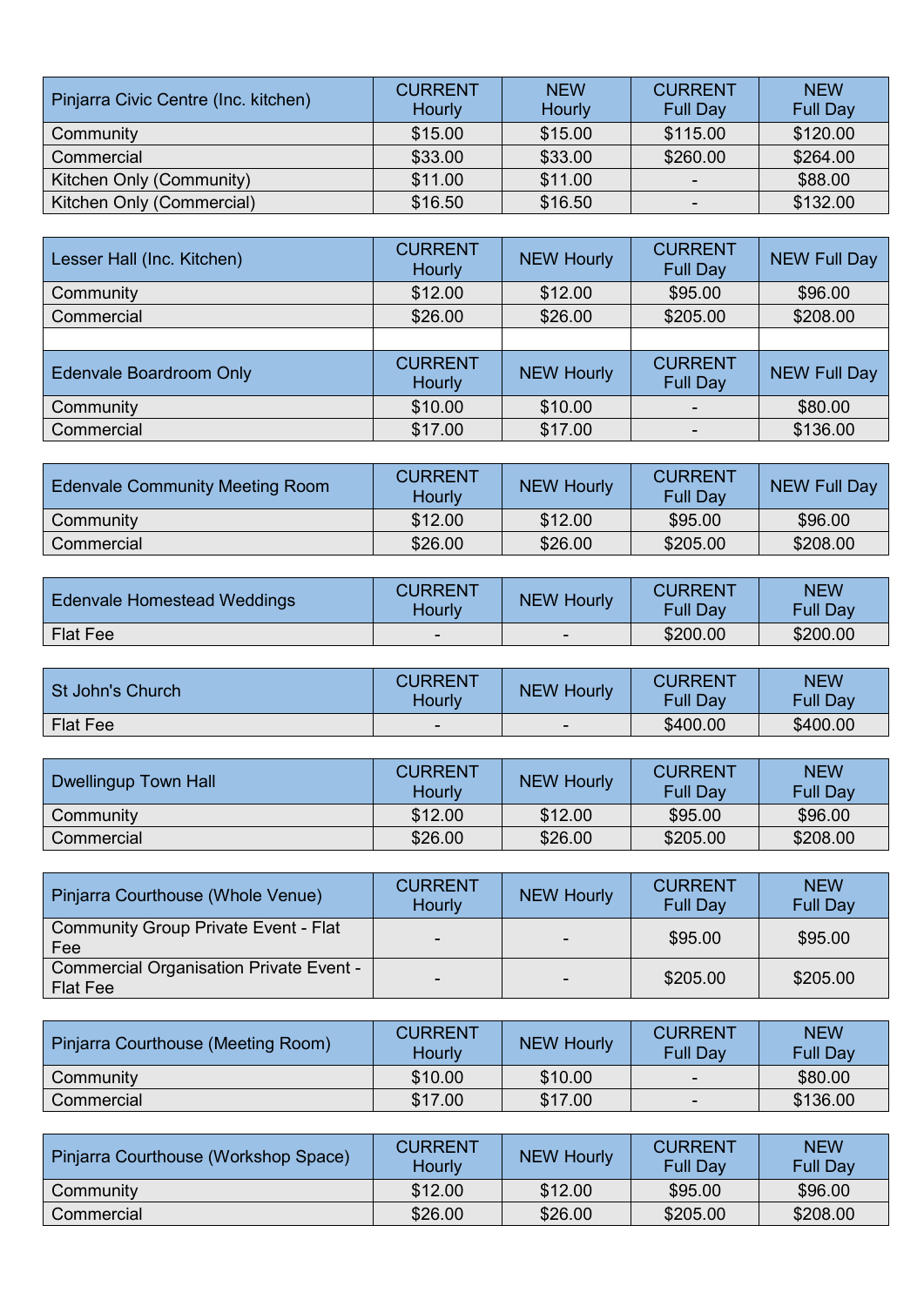| Pinjarra Civic Centre (Inc. kitchen) | CURRENT Hourly | NEW Hourly | CURRENT Full Day | NEW Full Day |
|---|---|---|---|---|
| Community | $15.00 | $15.00 | $115.00 | $120.00 |
| Commercial | $33.00 | $33.00 | $260.00 | $264.00 |
| Kitchen Only (Community) | $11.00 | $11.00 | - | $88.00 |
| Kitchen Only (Commercial) | $16.50 | $16.50 | - | $132.00 |

| Lesser Hall (Inc. Kitchen) | CURRENT Hourly | NEW Hourly | CURRENT Full Day | NEW Full Day |
|---|---|---|---|---|
| Community | $12.00 | $12.00 | $95.00 | $96.00 |
| Commercial | $26.00 | $26.00 | $205.00 | $208.00 |

| Edenvale Boardroom Only | CURRENT Hourly | NEW Hourly | CURRENT Full Day | NEW Full Day |
|---|---|---|---|---|
| Community | $10.00 | $10.00 | - | $80.00 |
| Commercial | $17.00 | $17.00 | - | $136.00 |

| Edenvale Community Meeting Room | CURRENT Hourly | NEW Hourly | CURRENT Full Day | NEW Full Day |
|---|---|---|---|---|
| Community | $12.00 | $12.00 | $95.00 | $96.00 |
| Commercial | $26.00 | $26.00 | $205.00 | $208.00 |

| Edenvale Homestead Weddings | CURRENT Hourly | NEW Hourly | CURRENT Full Day | NEW Full Day |
|---|---|---|---|---|
| Flat Fee | - | - | $200.00 | $200.00 |

| St John's Church | CURRENT Hourly | NEW Hourly | CURRENT Full Day | NEW Full Day |
|---|---|---|---|---|
| Flat Fee | - | - | $400.00 | $400.00 |

| Dwellingup Town Hall | CURRENT Hourly | NEW Hourly | CURRENT Full Day | NEW Full Day |
|---|---|---|---|---|
| Community | $12.00 | $12.00 | $95.00 | $96.00 |
| Commercial | $26.00 | $26.00 | $205.00 | $208.00 |

| Pinjarra Courthouse (Whole Venue) | CURRENT Hourly | NEW Hourly | CURRENT Full Day | NEW Full Day |
|---|---|---|---|---|
| Community Group Private Event - Flat Fee | - | - | $95.00 | $95.00 |
| Commercial Organisation Private Event - Flat Fee | - | - | $205.00 | $205.00 |

| Pinjarra Courthouse (Meeting Room) | CURRENT Hourly | NEW Hourly | CURRENT Full Day | NEW Full Day |
|---|---|---|---|---|
| Community | $10.00 | $10.00 | - | $80.00 |
| Commercial | $17.00 | $17.00 | - | $136.00 |

| Pinjarra Courthouse (Workshop Space) | CURRENT Hourly | NEW Hourly | CURRENT Full Day | NEW Full Day |
|---|---|---|---|---|
| Community | $12.00 | $12.00 | $95.00 | $96.00 |
| Commercial | $26.00 | $26.00 | $205.00 | $208.00 |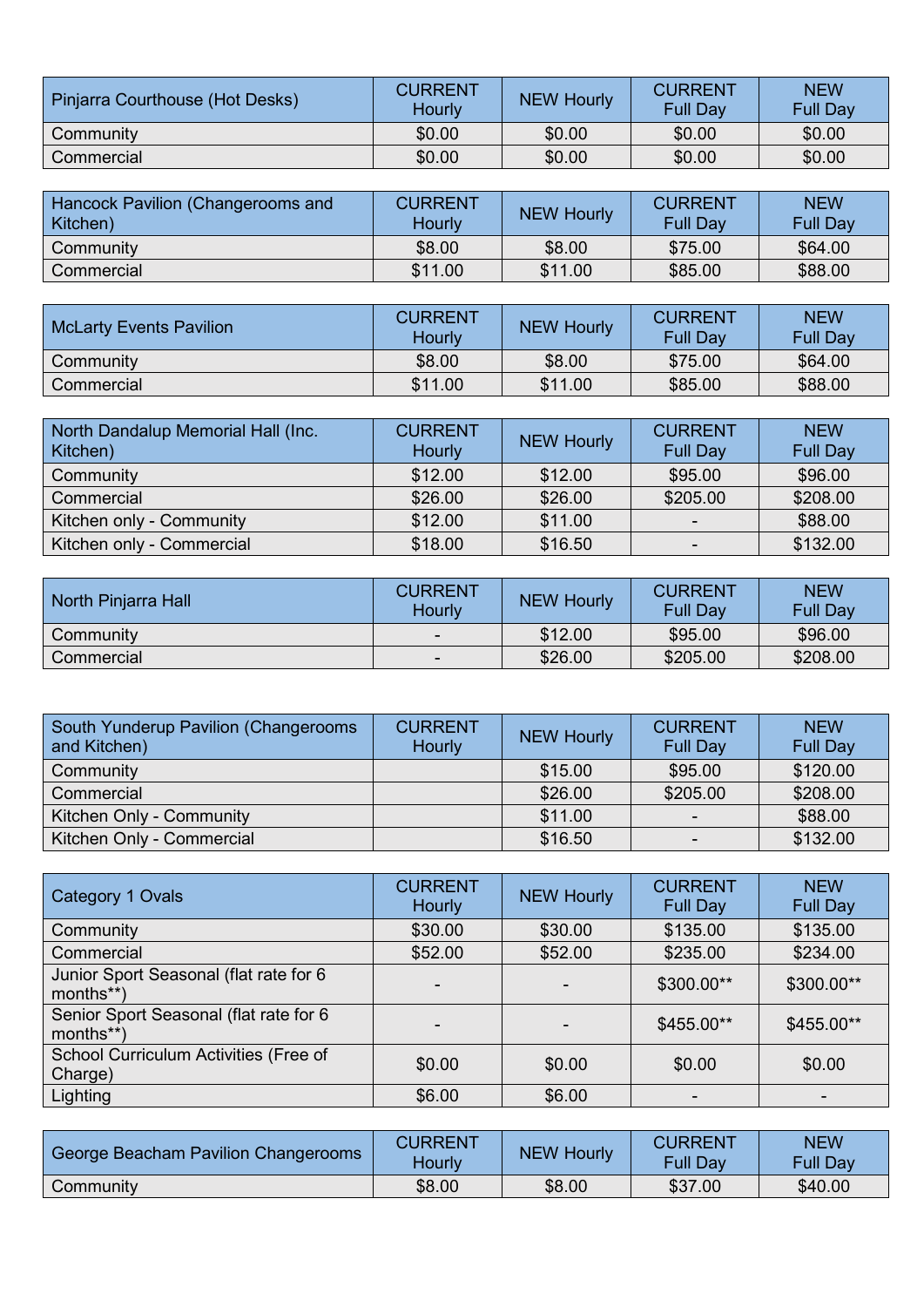| Pinjarra Courthouse (Hot Desks) | CURRENT Hourly | NEW Hourly | CURRENT Full Day | NEW Full Day |
|---|---|---|---|---|
| Community | $0.00 | $0.00 | $0.00 | $0.00 |
| Commercial | $0.00 | $0.00 | $0.00 | $0.00 |

| Hancock Pavilion (Changerooms and Kitchen) | CURRENT Hourly | NEW Hourly | CURRENT Full Day | NEW Full Day |
|---|---|---|---|---|
| Community | $8.00 | $8.00 | $75.00 | $64.00 |
| Commercial | $11.00 | $11.00 | $85.00 | $88.00 |

| McLarty Events Pavilion | CURRENT Hourly | NEW Hourly | CURRENT Full Day | NEW Full Day |
|---|---|---|---|---|
| Community | $8.00 | $8.00 | $75.00 | $64.00 |
| Commercial | $11.00 | $11.00 | $85.00 | $88.00 |

| North Dandalup Memorial Hall (Inc. Kitchen) | CURRENT Hourly | NEW Hourly | CURRENT Full Day | NEW Full Day |
|---|---|---|---|---|
| Community | $12.00 | $12.00 | $95.00 | $96.00 |
| Commercial | $26.00 | $26.00 | $205.00 | $208.00 |
| Kitchen only - Community | $12.00 | $11.00 | - | $88.00 |
| Kitchen only - Commercial | $18.00 | $16.50 | - | $132.00 |

| North Pinjarra Hall | CURRENT Hourly | NEW Hourly | CURRENT Full Day | NEW Full Day |
|---|---|---|---|---|
| Community | - | $12.00 | $95.00 | $96.00 |
| Commercial | - | $26.00 | $205.00 | $208.00 |

| South Yunderup Pavilion (Changerooms and Kitchen) | CURRENT Hourly | NEW Hourly | CURRENT Full Day | NEW Full Day |
|---|---|---|---|---|
| Community | | $15.00 | $95.00 | $120.00 |
| Commercial | | $26.00 | $205.00 | $208.00 |
| Kitchen Only - Community | | $11.00 | - | $88.00 |
| Kitchen Only - Commercial | | $16.50 | - | $132.00 |

| Category 1 Ovals | CURRENT Hourly | NEW Hourly | CURRENT Full Day | NEW Full Day |
|---|---|---|---|---|
| Community | $30.00 | $30.00 | $135.00 | $135.00 |
| Commercial | $52.00 | $52.00 | $235.00 | $234.00 |
| Junior Sport Seasonal (flat rate for 6 months**) | - | - | $300.00** | $300.00** |
| Senior Sport Seasonal (flat rate for 6 months**) | - | - | $455.00** | $455.00** |
| School Curriculum Activities (Free of Charge) | $0.00 | $0.00 | $0.00 | $0.00 |
| Lighting | $6.00 | $6.00 | - | - |

| George Beacham Pavilion Changerooms | CURRENT Hourly | NEW Hourly | CURRENT Full Day | NEW Full Day |
|---|---|---|---|---|
| Community | $8.00 | $8.00 | $37.00 | $40.00 |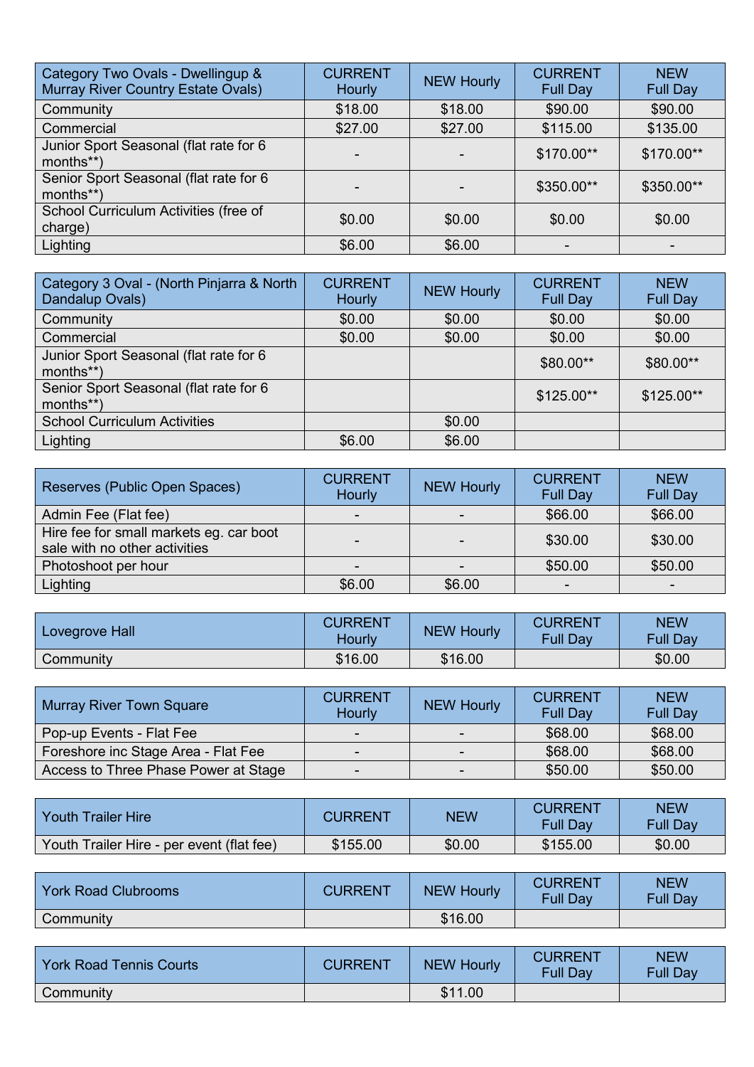| Category Two Ovals - Dwellingup & Murray River Country Estate Ovals) | CURRENT Hourly | NEW Hourly | CURRENT Full Day | NEW Full Day |
|---|---|---|---|---|
| Community | $18.00 | $18.00 | $90.00 | $90.00 |
| Commercial | $27.00 | $27.00 | $115.00 | $135.00 |
| Junior Sport Seasonal (flat rate for 6 months**) | - | - | $170.00** | $170.00** |
| Senior Sport Seasonal (flat rate for 6 months**) | - | - | $350.00** | $350.00** |
| School Curriculum Activities (free of charge) | $0.00 | $0.00 | $0.00 | $0.00 |
| Lighting | $6.00 | $6.00 | - | - |

| Category 3 Oval - (North Pinjarra & North Dandalup Ovals) | CURRENT Hourly | NEW Hourly | CURRENT Full Day | NEW Full Day |
|---|---|---|---|---|
| Community | $0.00 | $0.00 | $0.00 | $0.00 |
| Commercial | $0.00 | $0.00 | $0.00 | $0.00 |
| Junior Sport Seasonal (flat rate for 6 months**) | | | $80.00** | $80.00** |
| Senior Sport Seasonal (flat rate for 6 months**) | | | $125.00** | $125.00** |
| School Curriculum Activities | | $0.00 | | |
| Lighting | $6.00 | $6.00 | | |

| Reserves (Public Open Spaces) | CURRENT Hourly | NEW Hourly | CURRENT Full Day | NEW Full Day |
|---|---|---|---|---|
| Admin Fee (Flat fee) | - | - | $66.00 | $66.00 |
| Hire fee for small markets eg. car boot sale with no other activities | - | - | $30.00 | $30.00 |
| Photoshoot per hour | - | - | $50.00 | $50.00 |
| Lighting | $6.00 | $6.00 | - | - |

| Lovegrove Hall | CURRENT Hourly | NEW Hourly | CURRENT Full Day | NEW Full Day |
|---|---|---|---|---|
| Community | $16.00 | $16.00 | | $0.00 |

| Murray River Town Square | CURRENT Hourly | NEW Hourly | CURRENT Full Day | NEW Full Day |
|---|---|---|---|---|
| Pop-up Events - Flat Fee | - | - | $68.00 | $68.00 |
| Foreshore inc Stage Area - Flat Fee | - | - | $68.00 | $68.00 |
| Access to Three Phase Power at Stage | - | - | $50.00 | $50.00 |

| Youth Trailer Hire | CURRENT | NEW | CURRENT Full Day | NEW Full Day |
|---|---|---|---|---|
| Youth Trailer Hire - per event (flat fee) | $155.00 | $0.00 | $155.00 | $0.00 |

| York Road Clubrooms | CURRENT | NEW Hourly | CURRENT Full Day | NEW Full Day |
|---|---|---|---|---|
| Community | | $16.00 | | |

| York Road Tennis Courts | CURRENT | NEW Hourly | CURRENT Full Day | NEW Full Day |
|---|---|---|---|---|
| Community | | $11.00 | | |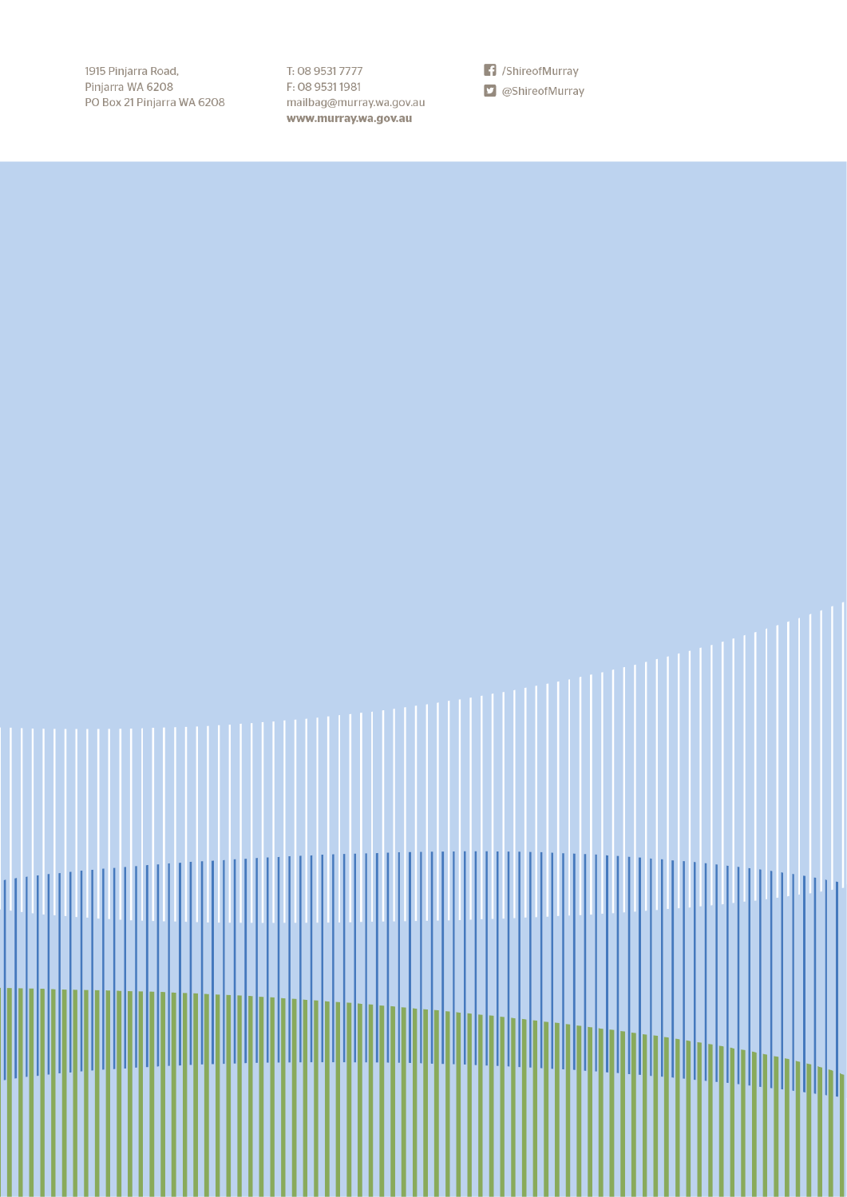1915 Pinjarra Road,
Pinjarra WA 6208
PO Box 21 Pinjarra WA 6208

T: 08 9531 7777
F: 08 9531 1981
mailbag@murray.wa.gov.au
**www.murray.wa.gov.au**

/ShireofMurray
@ShireofMurray